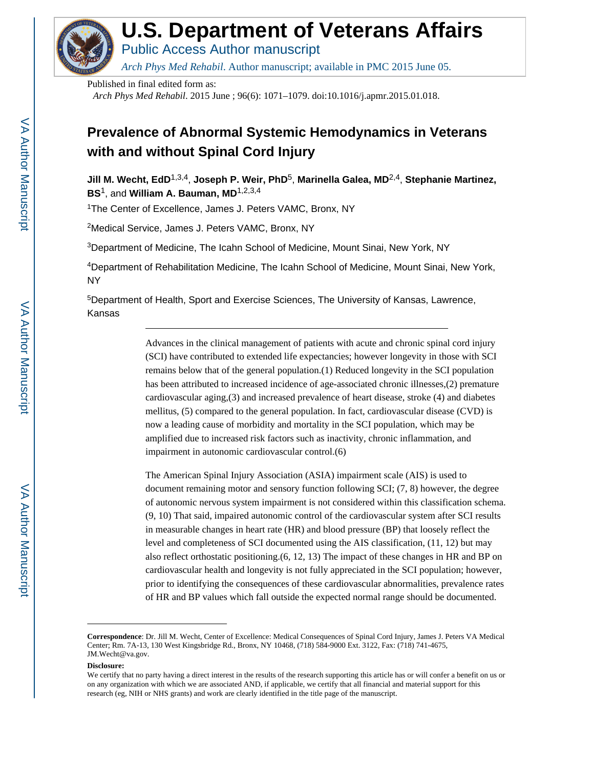# U.S. Department of Veterans Affairs

Public Access Author manuscript

*Arch Phys Med Rehabil*. Author manuscript; available in PMC 2015 June 05.

Published in final edited form as:

*Arch Phys Med Rehabil*. 2015 June ; 96(6): 1071–1079. doi:10.1016/j.apmr.2015.01.018.

# Prevalence of Abnormal Systemic Hemodynamics in Veterans with and without Spinal Cord Injury

**Jill M. Wecht, EdD**[1,3,4], **Joseph P. Weir, PhD**[5], **Marinella Galea, MD**[2,4], **Stephanie Martinez, BS**[1], and **William A. Bauman, MD**[1,2,3,4]

[1]The Center of Excellence, James J. Peters VAMC, Bronx, NY

[2]Medical Service, James J. Peters VAMC, Bronx, NY

[3]Department of Medicine, The Icahn School of Medicine, Mount Sinai, New York, NY

[4]Department of Rehabilitation Medicine, The Icahn School of Medicine, Mount Sinai, New York, NY

[5]Department of Health, Sport and Exercise Sciences, The University of Kansas, Lawrence, Kansas

---

Advances in the clinical management of patients with acute and chronic spinal cord injury (SCI) have contributed to extended life expectancies; however longevity in those with SCI remains below that of the general population.(1) Reduced longevity in the SCI population has been attributed to increased incidence of age-associated chronic illnesses,(2) premature cardiovascular aging,(3) and increased prevalence of heart disease, stroke (4) and diabetes mellitus, (5) compared to the general population. In fact, cardiovascular disease (CVD) is now a leading cause of morbidity and mortality in the SCI population, which may be amplified due to increased risk factors such as inactivity, chronic inflammation, and impairment in autonomic cardiovascular control.(6)

The American Spinal Injury Association (ASIA) impairment scale (AIS) is used to document remaining motor and sensory function following SCI; (7, 8) however, the degree of autonomic nervous system impairment is not considered within this classification schema. (9, 10) That said, impaired autonomic control of the cardiovascular system after SCI results in measurable changes in heart rate (HR) and blood pressure (BP) that loosely reflect the level and completeness of SCI documented using the AIS classification, (11, 12) but may also reflect orthostatic positioning.(6, 12, 13) The impact of these changes in HR and BP on cardiovascular health and longevity is not fully appreciated in the SCI population; however, prior to identifying the consequences of these cardiovascular abnormalities, prevalence rates of HR and BP values which fall outside the expected normal range should be documented.

---

**Correspondence**: Dr. Jill M. Wecht, Center of Excellence: Medical Consequences of Spinal Cord Injury, James J. Peters VA Medical Center; Rm. 7A-13, 130 West Kingsbridge Rd., Bronx, NY 10468, (718) 584-9000 Ext. 3122, Fax: (718) 741-4675, JM.Wecht@va.gov.

**Disclosure:**

We certify that no party having a direct interest in the results of the research supporting this article has or will confer a benefit on us or on any organization with which we are associated AND, if applicable, we certify that all financial and material support for this research (eg, NIH or NHS grants) and work are clearly identified in the title page of the manuscript.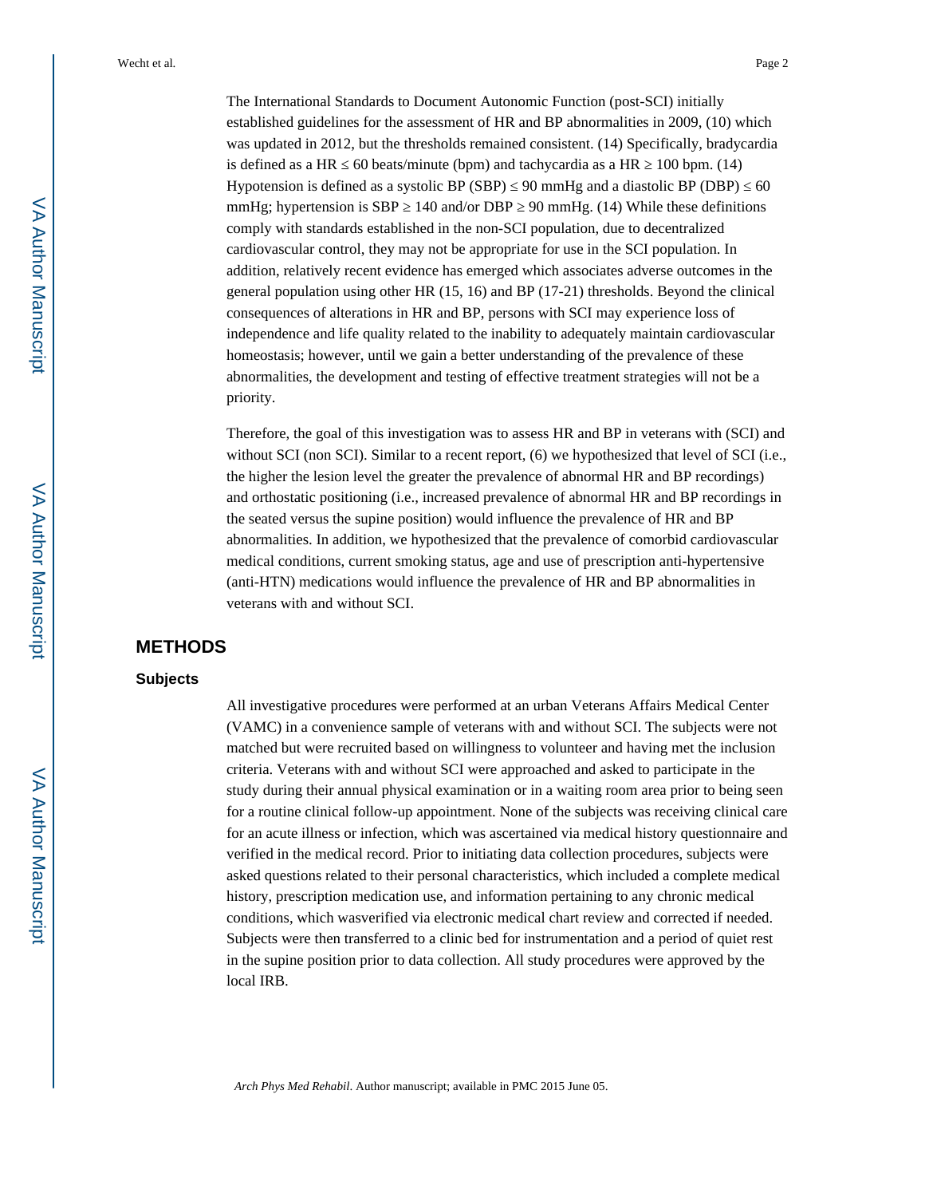The International Standards to Document Autonomic Function (post-SCI) initially established guidelines for the assessment of HR and BP abnormalities in 2009, (10) which was updated in 2012, but the thresholds remained consistent. (14) Specifically, bradycardia is defined as a HR ≤ 60 beats/minute (bpm) and tachycardia as a HR ≥ 100 bpm. (14) Hypotension is defined as a systolic BP (SBP) ≤ 90 mmHg and a diastolic BP (DBP) ≤ 60 mmHg; hypertension is SBP ≥ 140 and/or DBP ≥ 90 mmHg. (14) While these definitions comply with standards established in the non-SCI population, due to decentralized cardiovascular control, they may not be appropriate for use in the SCI population. In addition, relatively recent evidence has emerged which associates adverse outcomes in the general population using other HR (15, 16) and BP (17-21) thresholds. Beyond the clinical consequences of alterations in HR and BP, persons with SCI may experience loss of independence and life quality related to the inability to adequately maintain cardiovascular homeostasis; however, until we gain a better understanding of the prevalence of these abnormalities, the development and testing of effective treatment strategies will not be a priority.

Therefore, the goal of this investigation was to assess HR and BP in veterans with (SCI) and without SCI (non SCI). Similar to a recent report, (6) we hypothesized that level of SCI (i.e., the higher the lesion level the greater the prevalence of abnormal HR and BP recordings) and orthostatic positioning (i.e., increased prevalence of abnormal HR and BP recordings in the seated versus the supine position) would influence the prevalence of HR and BP abnormalities. In addition, we hypothesized that the prevalence of comorbid cardiovascular medical conditions, current smoking status, age and use of prescription anti-hypertensive (anti-HTN) medications would influence the prevalence of HR and BP abnormalities in veterans with and without SCI.

## METHODS

### Subjects

All investigative procedures were performed at an urban Veterans Affairs Medical Center (VAMC) in a convenience sample of veterans with and without SCI. The subjects were not matched but were recruited based on willingness to volunteer and having met the inclusion criteria. Veterans with and without SCI were approached and asked to participate in the study during their annual physical examination or in a waiting room area prior to being seen for a routine clinical follow-up appointment. None of the subjects was receiving clinical care for an acute illness or infection, which was ascertained via medical history questionnaire and verified in the medical record. Prior to initiating data collection procedures, subjects were asked questions related to their personal characteristics, which included a complete medical history, prescription medication use, and information pertaining to any chronic medical conditions, which wasverified via electronic medical chart review and corrected if needed. Subjects were then transferred to a clinic bed for instrumentation and a period of quiet rest in the supine position prior to data collection. All study procedures were approved by the local IRB.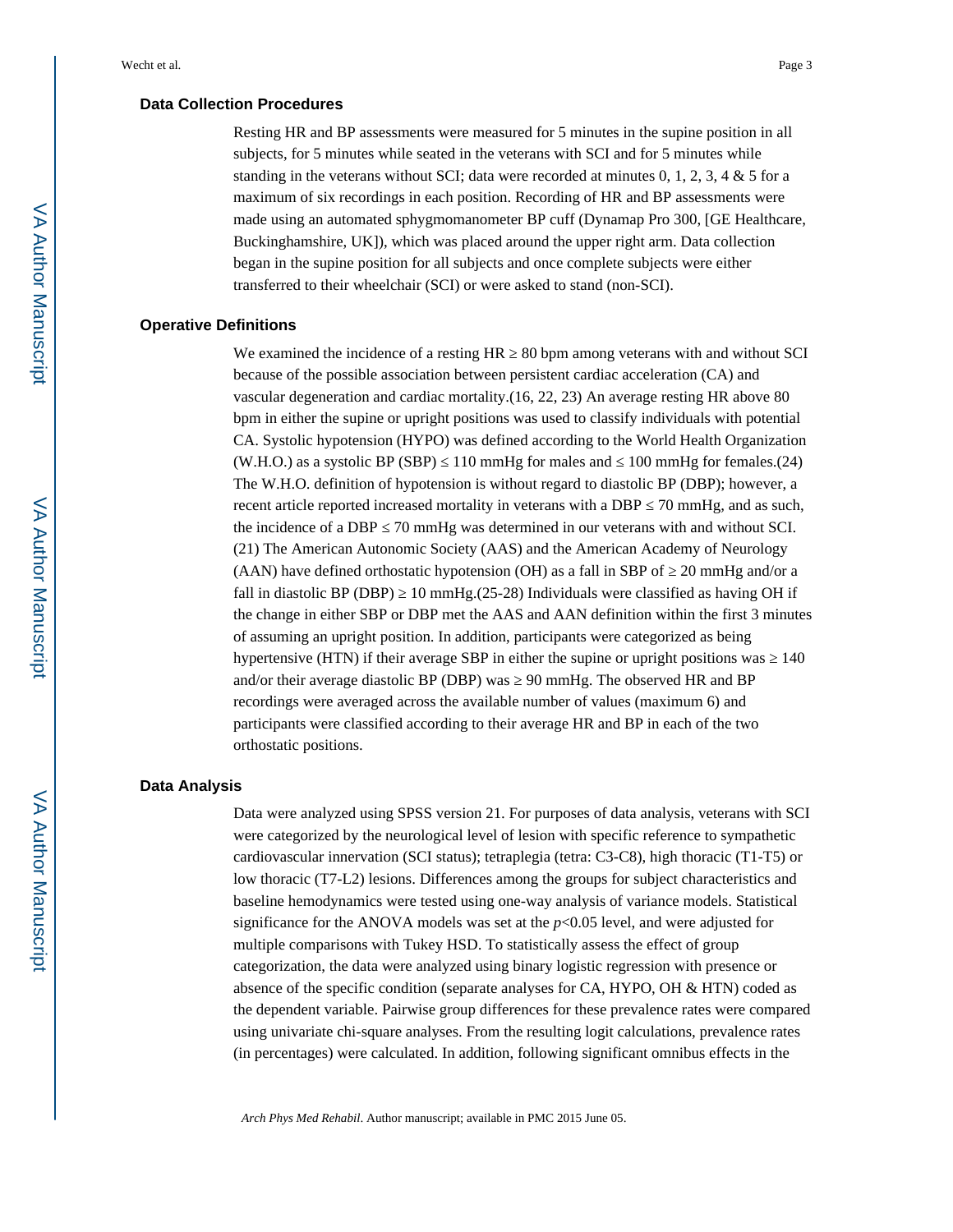### Data Collection Procedures

Resting HR and BP assessments were measured for 5 minutes in the supine position in all subjects, for 5 minutes while seated in the veterans with SCI and for 5 minutes while standing in the veterans without SCI; data were recorded at minutes 0, 1, 2, 3, 4 & 5 for a maximum of six recordings in each position. Recording of HR and BP assessments were made using an automated sphygmomanometer BP cuff (Dynamap Pro 300, [GE Healthcare, Buckinghamshire, UK]), which was placed around the upper right arm. Data collection began in the supine position for all subjects and once complete subjects were either transferred to their wheelchair (SCI) or were asked to stand (non-SCI).

### Operative Definitions

We examined the incidence of a resting HR ≥ 80 bpm among veterans with and without SCI because of the possible association between persistent cardiac acceleration (CA) and vascular degeneration and cardiac mortality.(16, 22, 23) An average resting HR above 80 bpm in either the supine or upright positions was used to classify individuals with potential CA. Systolic hypotension (HYPO) was defined according to the World Health Organization (W.H.O.) as a systolic BP (SBP) ≤ 110 mmHg for males and ≤ 100 mmHg for females.(24) The W.H.O. definition of hypotension is without regard to diastolic BP (DBP); however, a recent article reported increased mortality in veterans with a DBP ≤ 70 mmHg, and as such, the incidence of a DBP ≤ 70 mmHg was determined in our veterans with and without SCI. (21) The American Autonomic Society (AAS) and the American Academy of Neurology (AAN) have defined orthostatic hypotension (OH) as a fall in SBP of ≥ 20 mmHg and/or a fall in diastolic BP (DBP) ≥ 10 mmHg.(25-28) Individuals were classified as having OH if the change in either SBP or DBP met the AAS and AAN definition within the first 3 minutes of assuming an upright position. In addition, participants were categorized as being hypertensive (HTN) if their average SBP in either the supine or upright positions was ≥ 140 and/or their average diastolic BP (DBP) was ≥ 90 mmHg. The observed HR and BP recordings were averaged across the available number of values (maximum 6) and participants were classified according to their average HR and BP in each of the two orthostatic positions.

### Data Analysis

Data were analyzed using SPSS version 21. For purposes of data analysis, veterans with SCI were categorized by the neurological level of lesion with specific reference to sympathetic cardiovascular innervation (SCI status); tetraplegia (tetra: C3-C8), high thoracic (T1-T5) or low thoracic (T7-L2) lesions. Differences among the groups for subject characteristics and baseline hemodynamics were tested using one-way analysis of variance models. Statistical significance for the ANOVA models was set at the $p<0.05$ level, and were adjusted for multiple comparisons with Tukey HSD. To statistically assess the effect of group categorization, the data were analyzed using binary logistic regression with presence or absence of the specific condition (separate analyses for CA, HYPO, OH & HTN) coded as the dependent variable. Pairwise group differences for these prevalence rates were compared using univariate chi-square analyses. From the resulting logit calculations, prevalence rates (in percentages) were calculated. In addition, following significant omnibus effects in the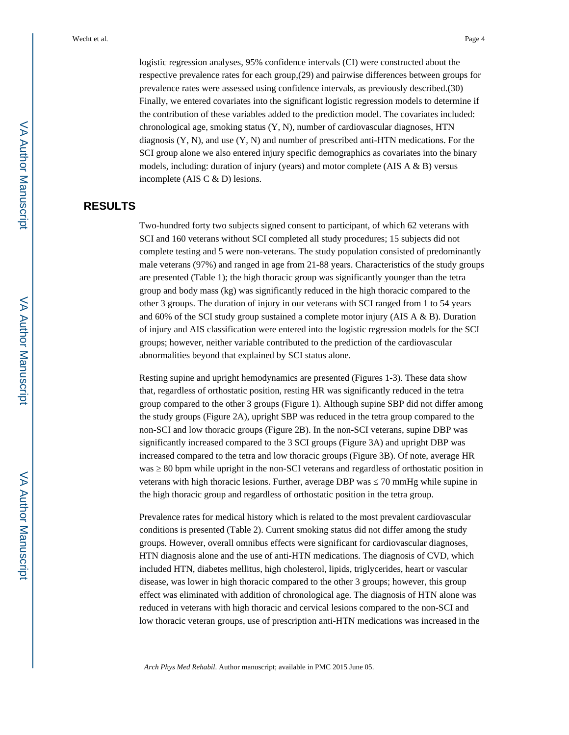logistic regression analyses, 95% confidence intervals (CI) were constructed about the respective prevalence rates for each group,(29) and pairwise differences between groups for prevalence rates were assessed using confidence intervals, as previously described.(30) Finally, we entered covariates into the significant logistic regression models to determine if the contribution of these variables added to the prediction model. The covariates included: chronological age, smoking status (Y, N), number of cardiovascular diagnoses, HTN diagnosis (Y, N), and use (Y, N) and number of prescribed anti-HTN medications. For the SCI group alone we also entered injury specific demographics as covariates into the binary models, including: duration of injury (years) and motor complete (AIS A & B) versus incomplete (AIS C & D) lesions.

## RESULTS

Two-hundred forty two subjects signed consent to participant, of which 62 veterans with SCI and 160 veterans without SCI completed all study procedures; 15 subjects did not complete testing and 5 were non-veterans. The study population consisted of predominantly male veterans (97%) and ranged in age from 21-88 years. Characteristics of the study groups are presented (Table 1); the high thoracic group was significantly younger than the tetra group and body mass (kg) was significantly reduced in the high compared to the other 3 groups. The duration of injury in our veterans with SCI ranged from 1 to 54 years and 60% of the SCI study group sustained a complete motor injury (AIS A & B). Duration of injury and AIS classification were entered into the logistic regression models for the SCI groups; however, neither variable contributed to the prediction of the cardiovascular abnormalities beyond that explained by SCI status alone.

Resting supine and upright hemodynamics are presented (Figures 1-3). These data show that, regardless of orthostatic position, resting HR was significantly reduced in the tetra group compared to the other 3 groups (Figure 1). Although supine SBP did not differ among the study groups (Figure 2A), upright SBP was reduced in the tetra group compared to the non-SCI and low thoracic groups (Figure 2B). In the non-SCI veterans, supine DBP was significantly increased compared to the 3 SCI groups (Figure 3A) and upright DBP was increased compared to the tetra and low thoracic groups (Figure 3B). Of note, average HR was ≥ 80 bpm while upright in the non-SCI veterans and regardless of orthostatic position in veterans with high thoracic lesions. Further, average DBP was ≤ 70 mmHg while supine in the high thoracic group and regardless of orthostatic position in the tetra group.

Prevalence rates for medical history which is related to the most prevalent cardiovascular conditions is presented (Table 2). Current smoking status did not differ among the study groups. However, overall omnibus effects were significant for cardiovascular diagnoses, HTN diagnosis alone and the use of anti-HTN medications. The diagnosis of CVD, which included HTN, diabetes mellitus, high cholesterol, lipids, triglycerides, heart or vascular disease, was lower in high thoracic compared to the other 3 groups; however, this group effect was eliminated with addition of chronological age. The diagnosis of HTN alone was reduced in veterans with high thoracic and cervical lesions compared to the non-SCI and low thoracic veteran groups, use of prescription anti-HTN medications was increased in the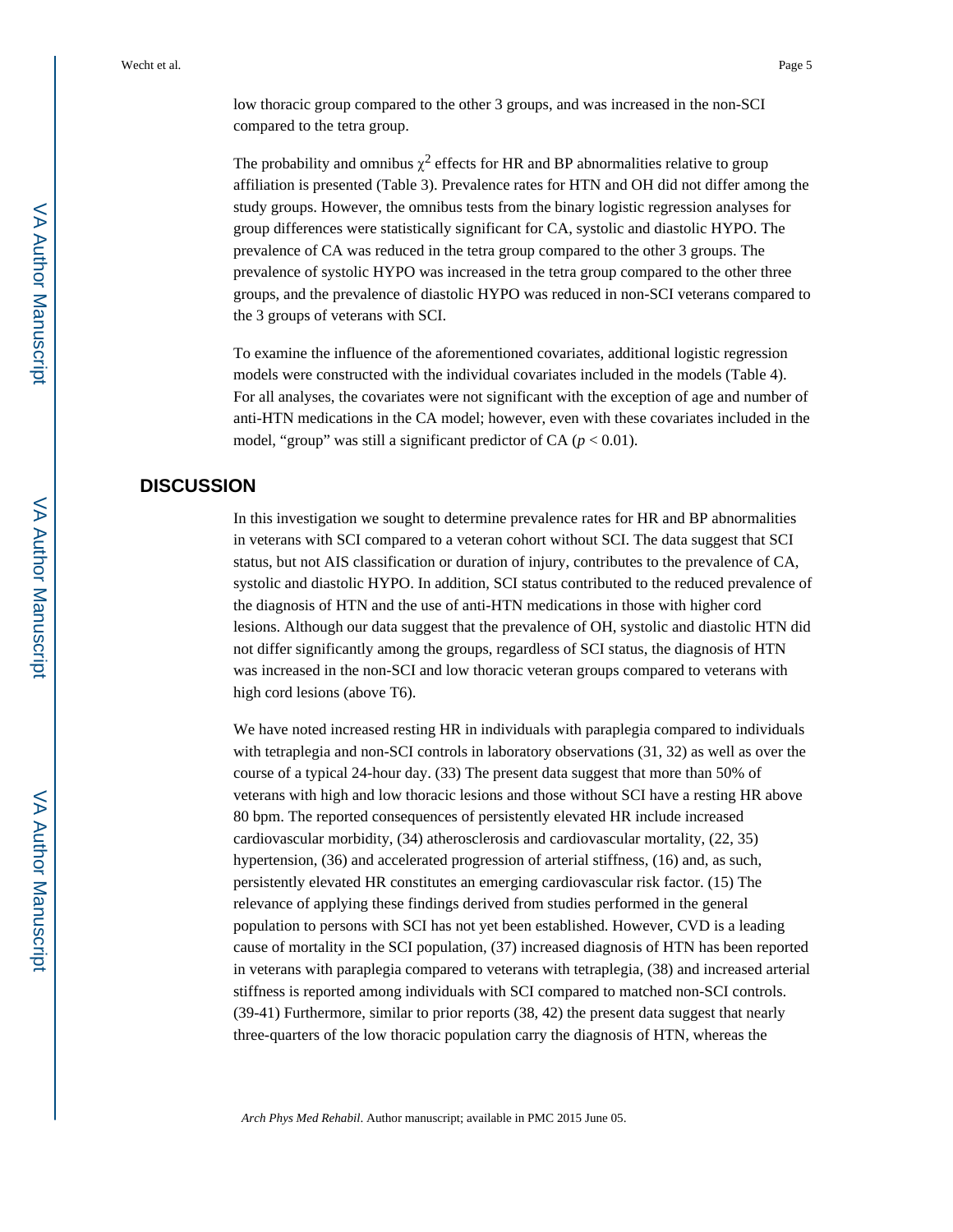low thoracic group compared to the other 3 groups, and was increased in the non-SCI compared to the tetra group.

The probability and omnibus $\chi^2$ effects for HR and BP abnormalities relative to group affiliation is presented (Table 3). Prevalence rates for HTN and OH did not differ among the study groups. However, the omnibus tests from the binary logistic regression analyses for group differences were statistically significant for CA, systolic and diastolic HYPO. The prevalence of CA was reduced in the tetra group compared to the other 3 groups. The prevalence of systolic HYPO was increased in the tetra group compared to the other three groups, and the prevalence of diastolic HYPO was reduced in non-SCI veterans compared to the 3 groups of veterans with SCI.

To examine the influence of the aforementioned covariates, additional logistic regression models were constructed with the individual covariates included in the models (Table 4). For all analyses, the covariates were not significant with the exception of age and number of anti-HTN medications in the CA model; however, even with these covariates included in the model, "group" was still a significant predictor of CA ($p < 0.01$).

## DISCUSSION

In this investigation we sought to determine prevalence rates for HR and BP abnormalities in veterans with SCI compared to a veteran cohort without SCI. The data suggest that SCI status, but not AIS classification or duration of injury, contributes to the prevalence of CA, systolic and diastolic HYPO. In addition, SCI status contributed to the reduced prevalence of the diagnosis of HTN and the use of anti-HTN medications in those with higher cord lesions. Although our data suggest that the prevalence of OH, systolic and diastolic HTN did not differ significantly among the groups, regardless of SCI status, the diagnosis of HTN was increased in the non-SCI and low thoracic veteran groups compared to veterans with high cord lesions (above T6).

We have noted increased resting HR in individuals with paraplegia compared to individuals with tetraplegia and non-SCI controls in laboratory observations (31, 32) as well as over the course of a typical 24-hour day. (33) The present data suggest that more than 50% of veterans with high and low thoracic lesions and those without SCI have a resting HR above 80 bpm. The reported consequences of persistently elevated HR include increased cardiovascular morbidity, (34) atherosclerosis and cardiovascular mortality, (22, 35) hypertension, (36) and accelerated progression of arterial stiffness, (16) and, as such, persistently elevated HR constitutes an emerging cardiovascular risk factor. (15) The relevance of applying these findings derived from studies performed in the general population to persons with SCI has not yet been established. However, CVD is a leading cause of mortality in the SCI population, (37) increased diagnosis of HTN has been reported in veterans with paraplegia compared to veterans with tetraplegia, (38) and increased arterial stiffness is reported among individuals with SCI compared to matched non-SCI controls. (39-41) Furthermore, similar to prior reports (38, 42) the present data suggest that nearly three-quarters of the low thoracic population carry the diagnosis of HTN, whereas the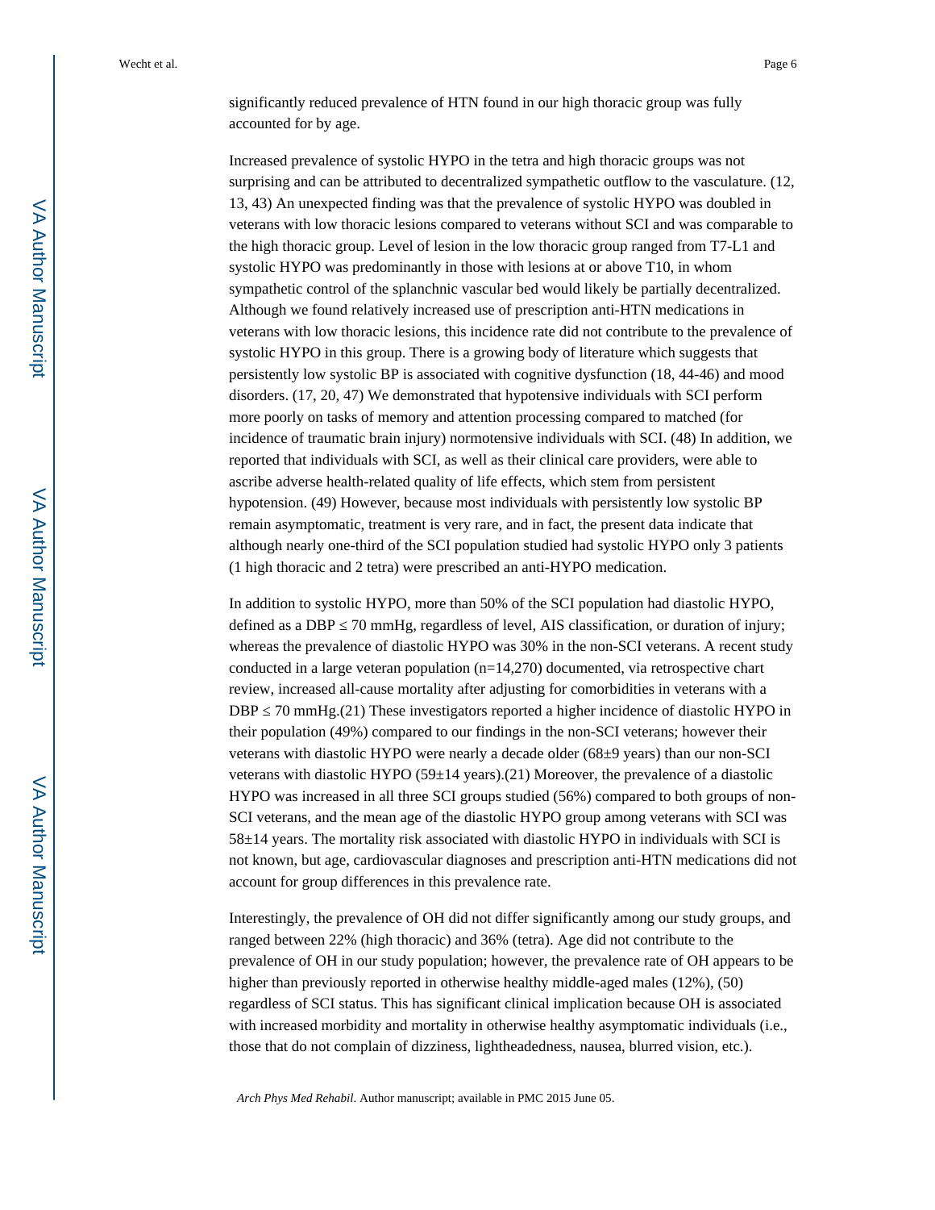significantly reduced prevalence of HTN found in our high thoracic group was fully accounted for by age.

Increased prevalence of systolic HYPO in the tetra and high thoracic groups was not surprising and can be attributed to decentralized sympathetic outflow to the vasculature. (12, 13, 43) An unexpected finding was that the prevalence of systolic HYPO was doubled in veterans with low thoracic lesions compared to veterans without SCI and was comparable to the high thoracic group. Level of lesion in the low thoracic group ranged from T7-L1 and systolic HYPO was predominantly in those with lesions at or above T10, in whom sympathetic control of the splanchnic vascular bed would likely be partially decentralized. Although we found relatively increased use of prescription anti-HTN medications in veterans with low thoracic lesions, this incidence rate did not contribute to the prevalence of systolic HYPO in this group. There is a growing body of literature which suggests that persistently low systolic BP is associated with cognitive dysfunction (18, 44-46) and mood disorders. (17, 20, 47) We demonstrated that hypotensive individuals with SCI perform more poorly on tasks of memory and attention processing compared to matched (for incidence of traumatic brain injury) normotensive individuals with SCI. (48) In addition, we reported that individuals with SCI, as well as their clinical care providers, were able to ascribe adverse health-related quality of life effects, which stem from persistent hypotension. (49) However, because most individuals with persistently low systolic BP remain asymptomatic, treatment is very rare, and in fact, the present data indicate that although nearly one-third of the SCI population studied had systolic HYPO only 3 patients (1 high thoracic and 2 tetra) were prescribed an anti-HYPO medication.

In addition to systolic HYPO, more than 50% of the SCI population had diastolic HYPO, defined as a DBP ≤ 70 mmHg, regardless of level, AIS classification, or duration of injury; whereas the prevalence of diastolic HYPO was 30% in the non-SCI veterans. A recent study conducted in a large veteran population (n=14,270) documented, via retrospective chart review, increased all-cause mortality after adjusting for comorbidities in veterans with a DBP ≤ 70 mmHg.(21) These investigators reported a higher incidence of diastolic HYPO in their population (49%) compared to our findings in the non-SCI veterans; however their veterans with diastolic HYPO were nearly a decade older (68±9 years) than our non-SCI veterans with diastolic HYPO (59±14 years).(21) Moreover, the prevalence of a diastolic HYPO was increased in all three SCI groups studied (56%) compared to both groups of non-SCI veterans, and the mean age of the diastolic HYPO group among veterans with SCI was 58±14 years. The mortality risk associated with diastolic HYPO in individuals with SCI is not known, but age, cardiovascular diagnoses and prescription anti-HTN medications did not account for group differences in this prevalence rate.

Interestingly, the prevalence of OH did not differ significantly among our study groups, and ranged between 22% (high thoracic) and 36% (tetra). Age did not contribute to the prevalence of OH in our study population; however, the prevalence rate of OH appears to be higher than previously reported in otherwise healthy middle-aged males (12%), (50) regardless of SCI status. This has significant clinical implication because OH is associated with increased morbidity and mortality in otherwise healthy asymptomatic individuals (i.e., those that do not complain of dizziness, lightheadedness, nausea, blurred vision, etc.).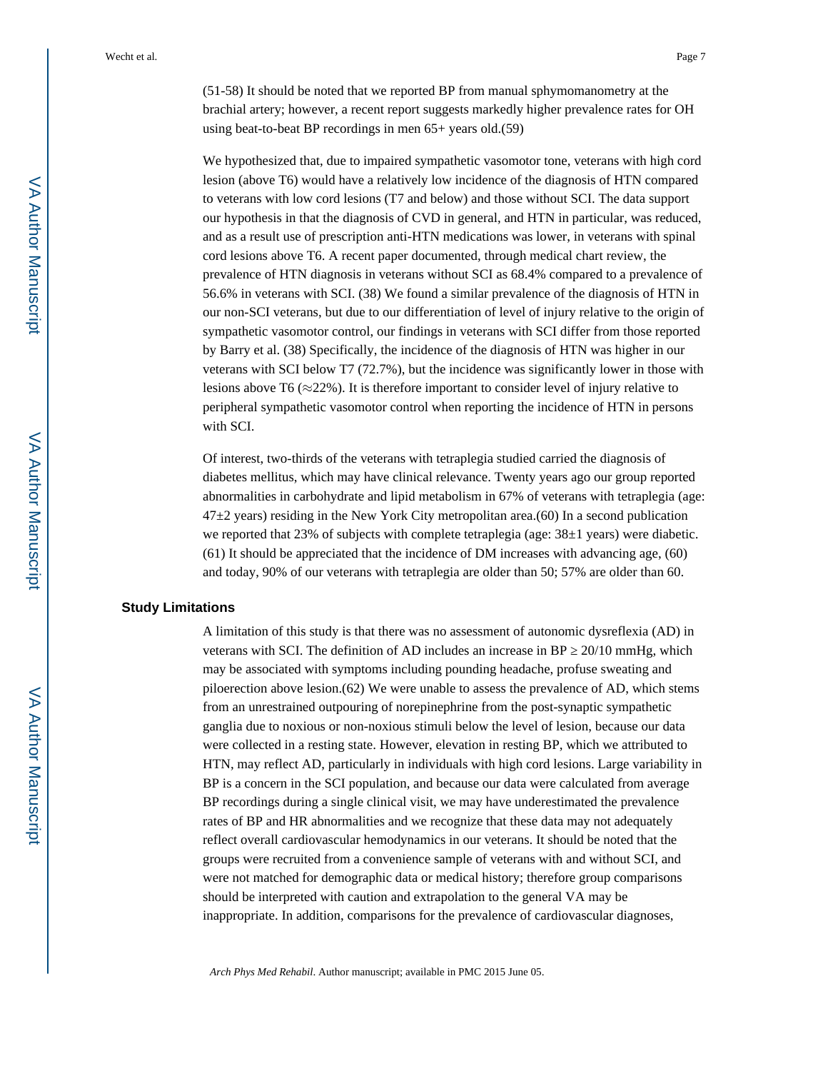(51-58) It should be noted that we reported BP from manual sphymomanometry at the brachial artery; however, a recent report suggests markedly higher prevalence rates for OH using beat-to-beat BP recordings in men 65+ years old.(59)

We hypothesized that, due to impaired sympathetic vasomotor tone, veterans with high cord lesion (above T6) would have a relatively low incidence of the diagnosis of HTN compared to veterans with low cord lesions (T7 and below) and those without SCI. The data support our hypothesis in that the diagnosis of CVD in general, and HTN in particular, was reduced, and as a result use of prescription anti-HTN medications was lower, in veterans with spinal cord lesions above T6. A recent paper documented, through medical chart review, the prevalence of HTN diagnosis in veterans without SCI as 68.4% compared to a prevalence of 56.6% in veterans with SCI. (38) We found a similar prevalence of the diagnosis of HTN in our non-SCI veterans, but due to our differentiation of level of injury relative to the origin of sympathetic vasomotor control, our findings in veterans with SCI differ from those reported by Barry et al. (38) Specifically, the incidence of the diagnosis of HTN was higher in our veterans with SCI below T7 (72.7%), but the incidence was significantly lower in those with lesions above T6 (≈22%). It is therefore important to consider level of injury relative to peripheral sympathetic vasomotor control when reporting the incidence of HTN in persons with SCI.

Of interest, two-thirds of the veterans with tetraplegia studied carried the diagnosis of diabetes mellitus, which may have clinical relevance. Twenty years ago our group reported abnormalities in carbohydrate and lipid metabolism in 67% of veterans with tetraplegia (age: 47±2 years) residing in the New York City metropolitan area.(60) In a second publication we reported that 23% of subjects with complete tetraplegia (age: 38±1 years) were diabetic. (61) It should be appreciated that the incidence of DM increases with advancing age, (60) and today, 90% of our veterans with tetraplegia are older than 50; 57% are older than 60.

## Study Limitations

A limitation of this study is that there was no assessment of autonomic dysreflexia (AD) in veterans with SCI. The definition of AD includes an increase in BP ≥ 20/10 mmHg, which may be associated with symptoms including pounding headache, profuse sweating and piloerection above lesion.(62) We were unable to assess the prevalence of AD, which stems from an unrestrained outpouring of norepinephrine from the post-synaptic sympathetic ganglia due to noxious or non-noxious stimuli below the level of lesion, because our data were collected in a resting state. However, elevation in resting BP, which we attributed to HTN, may reflect AD, particularly in individuals with high cord lesions. Large variability in BP is a concern in the SCI population, and because our data were calculated from average BP recordings during a single clinical visit, we may have underestimated the prevalence rates of BP and HR abnormalities and we recognize that these data may not adequately reflect overall cardiovascular hemodynamics in our veterans. It should be noted that the groups were recruited from a convenience sample of veterans with and without SCI, and were not matched for demographic data or medical history; therefore group comparisons should be interpreted with caution and extrapolation to the general VA may be inappropriate. In addition, comparisons for the prevalence of cardiovascular diagnoses,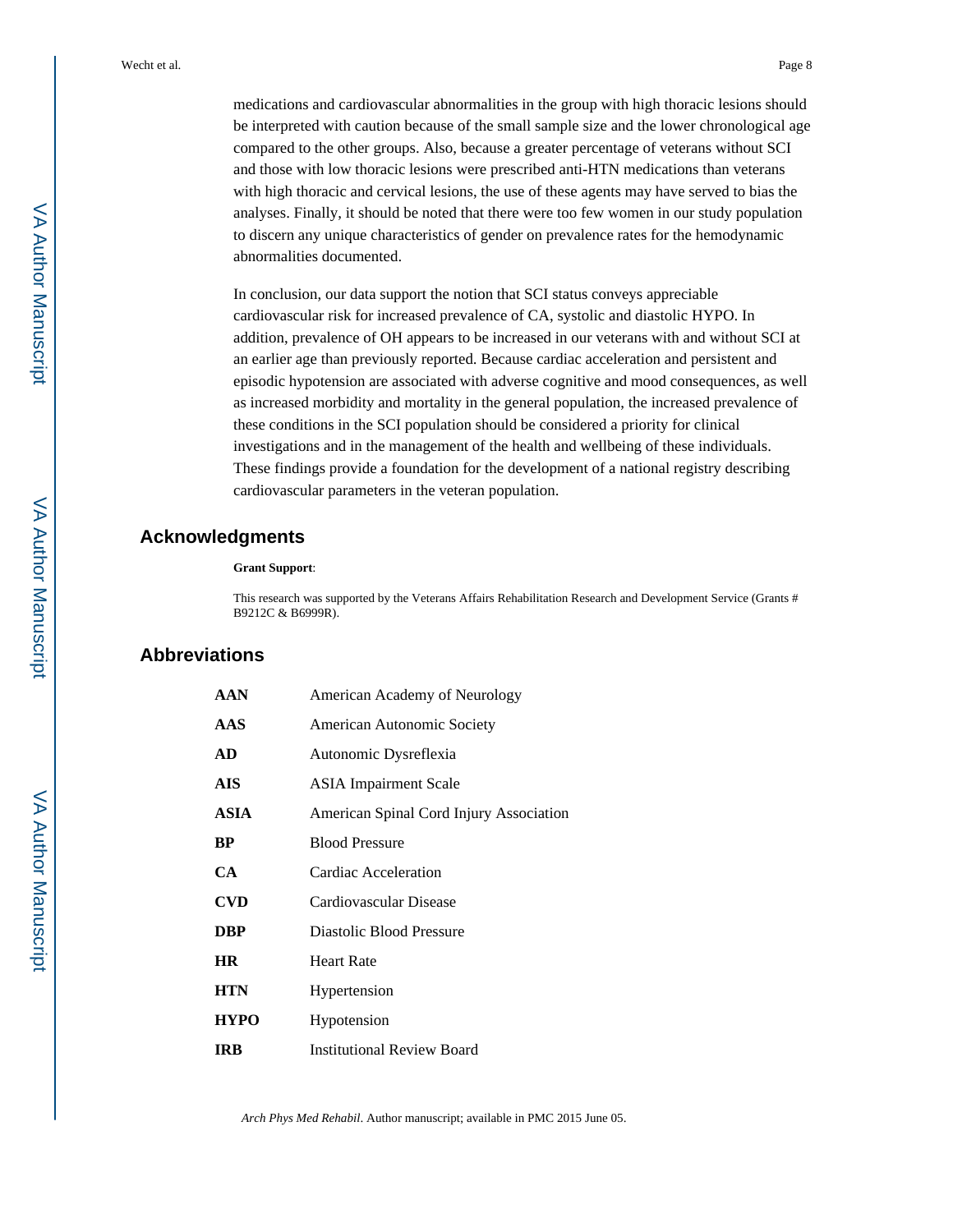medications and cardiovascular abnormalities in the group with high thoracic lesions should be interpreted with caution because of the small sample size and the lower chronological age compared to the other groups. Also, because a greater percentage of veterans without SCI and those with low thoracic lesions were prescribed anti-HTN medications than veterans with high thoracic and cervical lesions, the use of these agents may have served to bias the analyses. Finally, it should be noted that there were too few women in our study population to discern any unique characteristics of gender on prevalence rates for the hemodynamic abnormalities documented.

In conclusion, our data support the notion that SCI status conveys appreciable cardiovascular risk for increased prevalence of CA, systolic and diastolic HYPO. In addition, prevalence of OH appears to be increased in our veterans with and without SCI at an earlier age than previously reported. Because cardiac acceleration and persistent and episodic hypotension are associated with adverse cognitive and mood consequences, as well as increased morbidity and mortality in the general population, the increased prevalence of these conditions in the SCI population should be considered a priority for clinical investigations and in the management of the health and wellbeing of these individuals. These findings provide a foundation for the development of a national registry describing cardiovascular parameters in the veteran population.

## Acknowledgments

**Grant Support**:

This research was supported by the Veterans Affairs Rehabilitation Research and Development Service (Grants # B9212C & B6999R).

## Abbreviations

| | |
|---|---|
| **AAN** | American Academy of Neurology |
| **AAS** | American Autonomic Society |
| **AD** | Autonomic Dysreflexia |
| **AIS** | ASIA Impairment Scale |
| **ASIA** | American Spinal Cord Injury Association |
| **BP** | Blood Pressure |
| **CA** | Cardiac Acceleration |
| **CVD** | Cardiovascular Disease |
| **DBP** | Diastolic Blood Pressure |
| **HR** | Heart Rate |
| **HTN** | Hypertension |
| **HYPO** | Hypotension |
| **IRB** | Institutional Review Board |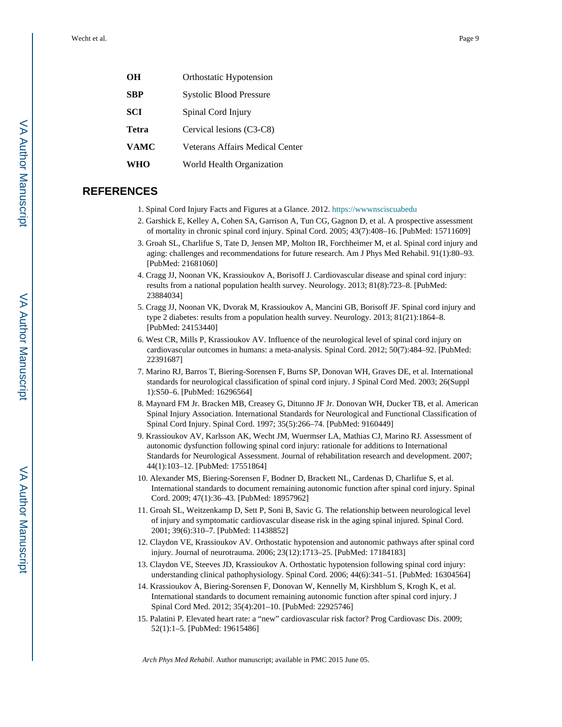| | |
|---|---|
| **OH** | Orthostatic Hypotension |
| **SBP** | Systolic Blood Pressure |
| **SCI** | Spinal Cord Injury |
| **Tetra** | Cervical lesions (C3-C8) |
| **VAMC** | Veterans Affairs Medical Center |
| **WHO** | World Health Organization |

## REFERENCES

1. Spinal Cord Injury Facts and Figures at a Glance. 2012. https://wwwnsciscuabedu
2. Garshick E, Kelley A, Cohen SA, Garrison A, Tun CG, Gagnon D, et al. A prospective assessment of mortality in chronic spinal cord injury. Spinal Cord. 2005; 43(7):408–16. [PubMed: 15711609]
3. Groah SL, Charlifue S, Tate D, Jensen MP, Molton IR, Forchheimer M, et al. Spinal cord injury and aging: challenges and recommendations for future research. Am J Phys Med Rehabil. 91(1):80–93. [PubMed: 21681060]
4. Cragg JJ, Noonan VK, Krassioukov A, Borisoff J. Cardiovascular disease and spinal cord injury: results from a national population health survey. Neurology. 2013; 81(8):723–8. [PubMed: 23884034]
5. Cragg JJ, Noonan VK, Dvorak M, Krassioukov A, Mancini GB, Borisoff JF. Spinal cord injury and type 2 diabetes: results from a population health survey. Neurology. 2013; 81(21):1864–8. [PubMed: 24153440]
6. West CR, Mills P, Krassioukov AV. Influence of the neurological level of spinal cord injury on cardiovascular outcomes in humans: a meta-analysis. Spinal Cord. 2012; 50(7):484–92. [PubMed: 22391687]
7. Marino RJ, Barros T, Biering-Sorensen F, Burns SP, Donovan WH, Graves DE, et al. International standards for neurological classification of spinal cord injury. J Spinal Cord Med. 2003; 26(Suppl 1):S50–6. [PubMed: 16296564]
8. Maynard FM Jr. Bracken MB, Creasey G, Ditunno JF Jr. Donovan WH, Ducker TB, et al. American Spinal Injury Association. International Standards for Neurological and Functional Classification of Spinal Cord Injury. Spinal Cord. 1997; 35(5):266–74. [PubMed: 9160449]
9. Krassioukov AV, Karlsson AK, Wecht JM, Wuermser LA, Mathias CJ, Marino RJ. Assessment of autonomic dysfunction following spinal cord injury: rationale for additions to International Standards for Neurological Assessment. Journal of rehabilitation research and development. 2007; 44(1):103–12. [PubMed: 17551864]
10. Alexander MS, Biering-Sorensen F, Bodner D, Brackett NL, Cardenas D, Charlifue S, et al. International standards to document remaining autonomic function after spinal cord injury. Spinal Cord. 2009; 47(1):36–43. [PubMed: 18957962]
11. Groah SL, Weitzenkamp D, Sett P, Soni B, Savic G. The relationship between neurological level of injury and symptomatic cardiovascular disease risk in the aging spinal injured. Spinal Cord. 2001; 39(6):310–7. [PubMed: 11438852]
12. Claydon VE, Krassioukov AV. Orthostatic hypotension and autonomic pathways after spinal cord injury. Journal of neurotrauma. 2006; 23(12):1713–25. [PubMed: 17184183]
13. Claydon VE, Steeves JD, Krassioukov A. Orthostatic hypotension following spinal cord injury: understanding clinical pathophysiology. Spinal Cord. 2006; 44(6):341–51. [PubMed: 16304564]
14. Krassioukov A, Biering-Sorensen F, Donovan W, Kennelly M, Kirshblum S, Krogh K, et al. International standards to document remaining autonomic function after spinal cord injury. J Spinal Cord Med. 2012; 35(4):201–10. [PubMed: 22925746]
15. Palatini P. Elevated heart rate: a "new" cardiovascular risk factor? Prog Cardiovasc Dis. 2009; 52(1):1–5. [PubMed: 19615486]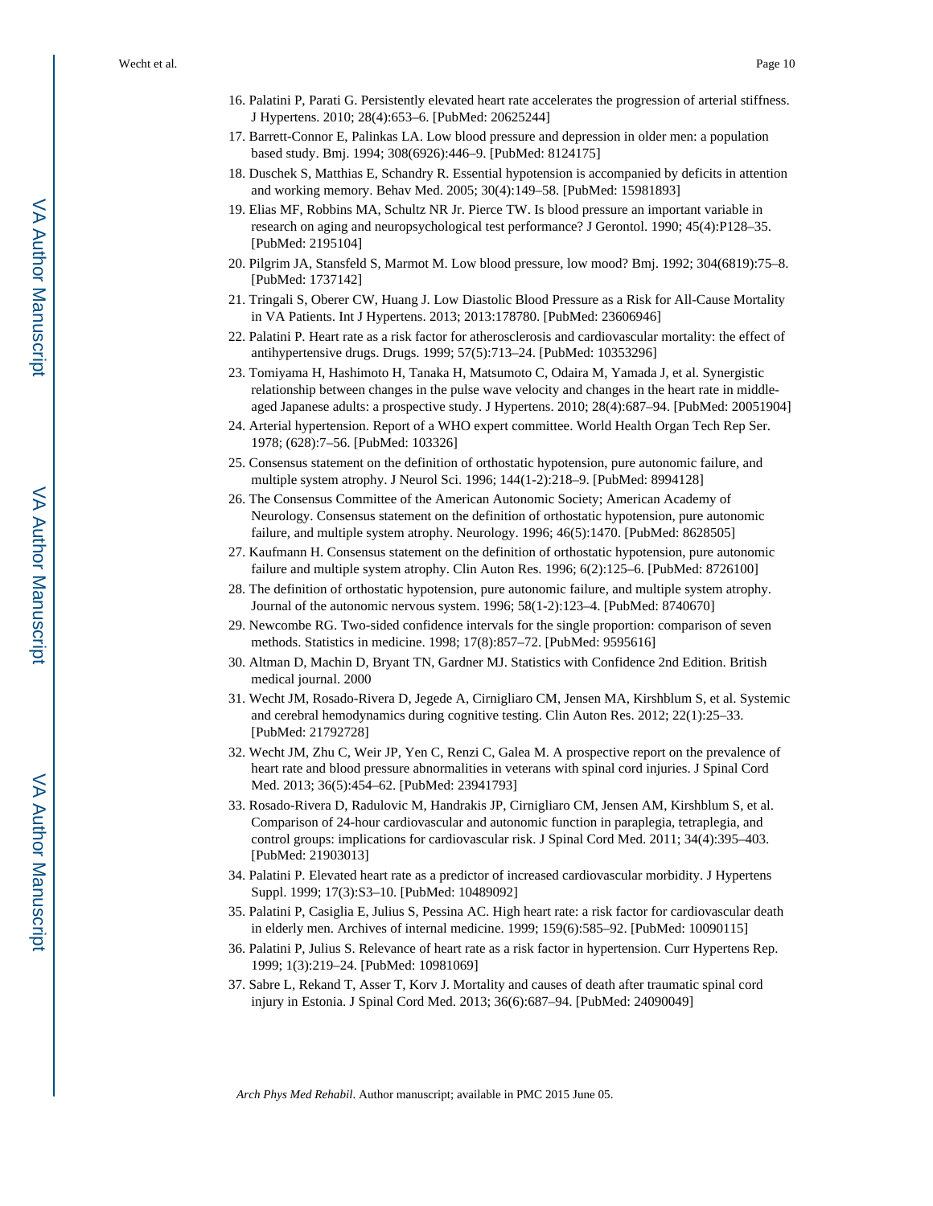16. Palatini P, Parati G. Persistently elevated heart rate accelerates the progression of arterial stiffness. J Hypertens. 2010; 28(4):653–6. [PubMed: 20625244]
17. Barrett-Connor E, Palinkas LA. Low blood pressure and depression in older men: a population based study. Bmj. 1994; 308(6926):446–9. [PubMed: 8124175]
18. Duschek S, Matthias E, Schandry R. Essential hypotension is accompanied by deficits in attention and working memory. Behav Med. 2005; 30(4):149–58. [PubMed: 15981893]
19. Elias MF, Robbins MA, Schultz NR Jr. Pierce TW. Is blood pressure an important variable in research on aging and neuropsychological test performance? J Gerontol. 1990; 45(4):P128–35. [PubMed: 2195104]
20. Pilgrim JA, Stansfeld S, Marmot M. Low blood pressure, low mood? Bmj. 1992; 304(6819):75–8. [PubMed: 1737142]
21. Tringali S, Oberer CW, Huang J. Low Diastolic Blood Pressure as a Risk for All-Cause Mortality in VA Patients. Int J Hypertens. 2013; 2013:178780. [PubMed: 23606946]
22. Palatini P. Heart rate as a risk factor for atherosclerosis and cardiovascular mortality: the effect of antihypertensive drugs. Drugs. 1999; 57(5):713–24. [PubMed: 10353296]
23. Tomiyama H, Hashimoto H, Tanaka H, Matsumoto C, Odaira M, Yamada J, et al. Synergistic relationship between changes in the pulse wave velocity and changes in the heart rate in middle-aged Japanese adults: a prospective study. J Hypertens. 2010; 28(4):687–94. [PubMed: 20051904]
24. Arterial hypertension. Report of a WHO expert committee. World Health Organ Tech Rep Ser. 1978; (628):7–56. [PubMed: 103326]
25. Consensus statement on the definition of orthostatic hypotension, pure autonomic failure, and multiple system atrophy. J Neurol Sci. 1996; 144(1-2):218–9. [PubMed: 8994128]
26. The Consensus Committee of the American Autonomic Society; American Academy of Neurology. Consensus statement on the definition of orthostatic hypotension, pure autonomic failure, and multiple system atrophy. Neurology. 1996; 46(5):1470. [PubMed: 8628505]
27. Kaufmann H. Consensus statement on the definition of orthostatic hypotension, pure autonomic failure and multiple system atrophy. Clin Auton Res. 1996; 6(2):125–6. [PubMed: 8726100]
28. The definition of orthostatic hypotension, pure autonomic failure, and multiple system atrophy. Journal of the autonomic nervous system. 1996; 58(1-2):123–4. [PubMed: 8740670]
29. Newcombe RG. Two-sided confidence intervals for the single proportion: comparison of seven methods. Statistics in medicine. 1998; 17(8):857–72. [PubMed: 9595616]
30. Altman D, Machin D, Bryant TN, Gardner MJ. Statistics with Confidence 2nd Edition. British medical journal. 2000
31. Wecht JM, Rosado-Rivera D, Jegede A, Cirnigliaro CM, Jensen MA, Kirshblum S, et al. Systemic and cerebral hemodynamics during cognitive testing. Clin Auton Res. 2012; 22(1):25–33. [PubMed: 21792728]
32. Wecht JM, Zhu C, Weir JP, Yen C, Renzi C, Galea M. A prospective report on the prevalence of heart rate and blood pressure abnormalities in veterans with spinal cord injuries. J Spinal Cord Med. 2013; 36(5):454–62. [PubMed: 23941793]
33. Rosado-Rivera D, Radulovic M, Handrakis JP, Cirnigliaro CM, Jensen AM, Kirshblum S, et al. Comparison of 24-hour cardiovascular and autonomic function in paraplegia, tetraplegia, and control groups: implications for cardiovascular risk. J Spinal Cord Med. 2011; 34(4):395–403. [PubMed: 21903013]
34. Palatini P. Elevated heart rate as a predictor of increased cardiovascular morbidity. J Hypertens Suppl. 1999; 17(3):S3–10. [PubMed: 10489092]
35. Palatini P, Casiglia E, Julius S, Pessina AC. High heart rate: a risk factor for cardiovascular death in elderly men. Archives of internal medicine. 1999; 159(6):585–92. [PubMed: 10090115]
36. Palatini P, Julius S. Relevance of heart rate as a risk factor in hypertension. Curr Hypertens Rep. 1999; 1(3):219–24. [PubMed: 10981069]
37. Sabre L, Rekand T, Asser T, Korv J. Mortality and causes of death after traumatic spinal cord injury in Estonia. J Spinal Cord Med. 2013; 36(6):687–94. [PubMed: 24090049]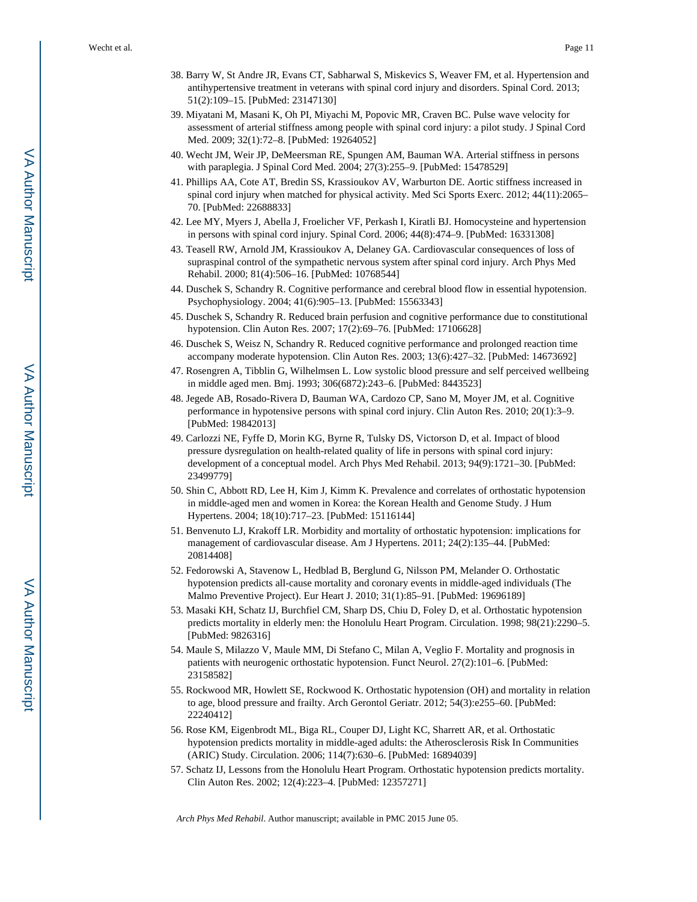38. Barry W, St Andre JR, Evans CT, Sabharwal S, Miskevics S, Weaver FM, et al. Hypertension and antihypertensive treatment in veterans with spinal cord injury and disorders. Spinal Cord. 2013; 51(2):109–15. [PubMed: 23147130]
39. Miyatani M, Masani K, Oh PI, Miyachi M, Popovic MR, Craven BC. Pulse wave velocity for assessment of arterial stiffness among people with spinal cord injury: a pilot study. J Spinal Cord Med. 2009; 32(1):72–8. [PubMed: 19264052]
40. Wecht JM, Weir JP, DeMeersman RE, Spungen AM, Bauman WA. Arterial stiffness in persons with paraplegia. J Spinal Cord Med. 2004; 27(3):255–9. [PubMed: 15478529]
41. Phillips AA, Cote AT, Bredin SS, Krassioukov AV, Warburton DE. Aortic stiffness increased in spinal cord injury when matched for physical activity. Med Sci Sports Exerc. 2012; 44(11):2065–70. [PubMed: 22688833]
42. Lee MY, Myers J, Abella J, Froelicher VF, Perkash I, Kiratli BJ. Homocysteine and hypertension in persons with spinal cord injury. Spinal Cord. 2006; 44(8):474–9. [PubMed: 16331308]
43. Teasell RW, Arnold JM, Krassioukov A, Delaney GA. Cardiovascular consequences of loss of supraspinal control of the sympathetic nervous system after spinal cord injury. Arch Phys Med Rehabil. 2000; 81(4):506–16. [PubMed: 10768544]
44. Duschek S, Schandry R. Cognitive performance and cerebral blood flow in essential hypotension. Psychophysiology. 2004; 41(6):905–13. [PubMed: 15563343]
45. Duschek S, Schandry R. Reduced brain perfusion and cognitive performance due to constitutional hypotension. Clin Auton Res. 2007; 17(2):69–76. [PubMed: 17106628]
46. Duschek S, Weisz N, Schandry R. Reduced cognitive performance and prolonged reaction time accompany moderate hypotension. Clin Auton Res. 2003; 13(6):427–32. [PubMed: 14673692]
47. Rosengren A, Tibblin G, Wilhelmsen L. Low systolic blood pressure and self perceived wellbeing in middle aged men. Bmj. 1993; 306(6872):243–6. [PubMed: 8443523]
48. Jegede AB, Rosado-Rivera D, Bauman WA, Cardozo CP, Sano M, Moyer JM, et al. Cognitive performance in hypotensive persons with spinal cord injury. Clin Auton Res. 2010; 20(1):3–9. [PubMed: 19842013]
49. Carlozzi NE, Fyffe D, Morin KG, Byrne R, Tulsky DS, Victorson D, et al. Impact of blood pressure dysregulation on health-related quality of life in persons with spinal cord injury: development of a conceptual model. Arch Phys Med Rehabil. 2013; 94(9):1721–30. [PubMed: 23499779]
50. Shin C, Abbott RD, Lee H, Kim J, Kimm K. Prevalence and correlates of orthostatic hypotension in middle-aged men and women in Korea: the Korean Health and Genome Study. J Hum Hypertens. 2004; 18(10):717–23. [PubMed: 15116144]
51. Benvenuto LJ, Krakoff LR. Morbidity and mortality of orthostatic hypotension: implications for management of cardiovascular disease. Am J Hypertens. 2011; 24(2):135–44. [PubMed: 20814408]
52. Fedorowski A, Stavenow L, Hedblad B, Berglund G, Nilsson PM, Melander O. Orthostatic hypotension predicts all-cause mortality and coronary events in middle-aged individuals (The Malmo Preventive Project). Eur Heart J. 2010; 31(1):85–91. [PubMed: 19696189]
53. Masaki KH, Schatz IJ, Burchfiel CM, Sharp DS, Chiu D, Foley D, et al. Orthostatic hypotension predicts mortality in elderly men: the Honolulu Heart Program. Circulation. 1998; 98(21):2290–5. [PubMed: 9826316]
54. Maule S, Milazzo V, Maule MM, Di Stefano C, Milan A, Veglio F. Mortality and prognosis in patients with neurogenic orthostatic hypotension. Funct Neurol. 27(2):101–6. [PubMed: 23158582]
55. Rockwood MR, Howlett SE, Rockwood K. Orthostatic hypotension (OH) and mortality in relation to age, blood pressure and frailty. Arch Gerontol Geriatr. 2012; 54(3):e255–60. [PubMed: 22240412]
56. Rose KM, Eigenbrodt ML, Biga RL, Couper DJ, Light KC, Sharrett AR, et al. Orthostatic hypotension predicts mortality in middle-aged adults: the Atherosclerosis Risk In Communities (ARIC) Study. Circulation. 2006; 114(7):630–6. [PubMed: 16894039]
57. Schatz IJ, Lessons from the Honolulu Heart Program. Orthostatic hypotension predicts mortality. Clin Auton Res. 2002; 12(4):223–4. [PubMed: 12357271]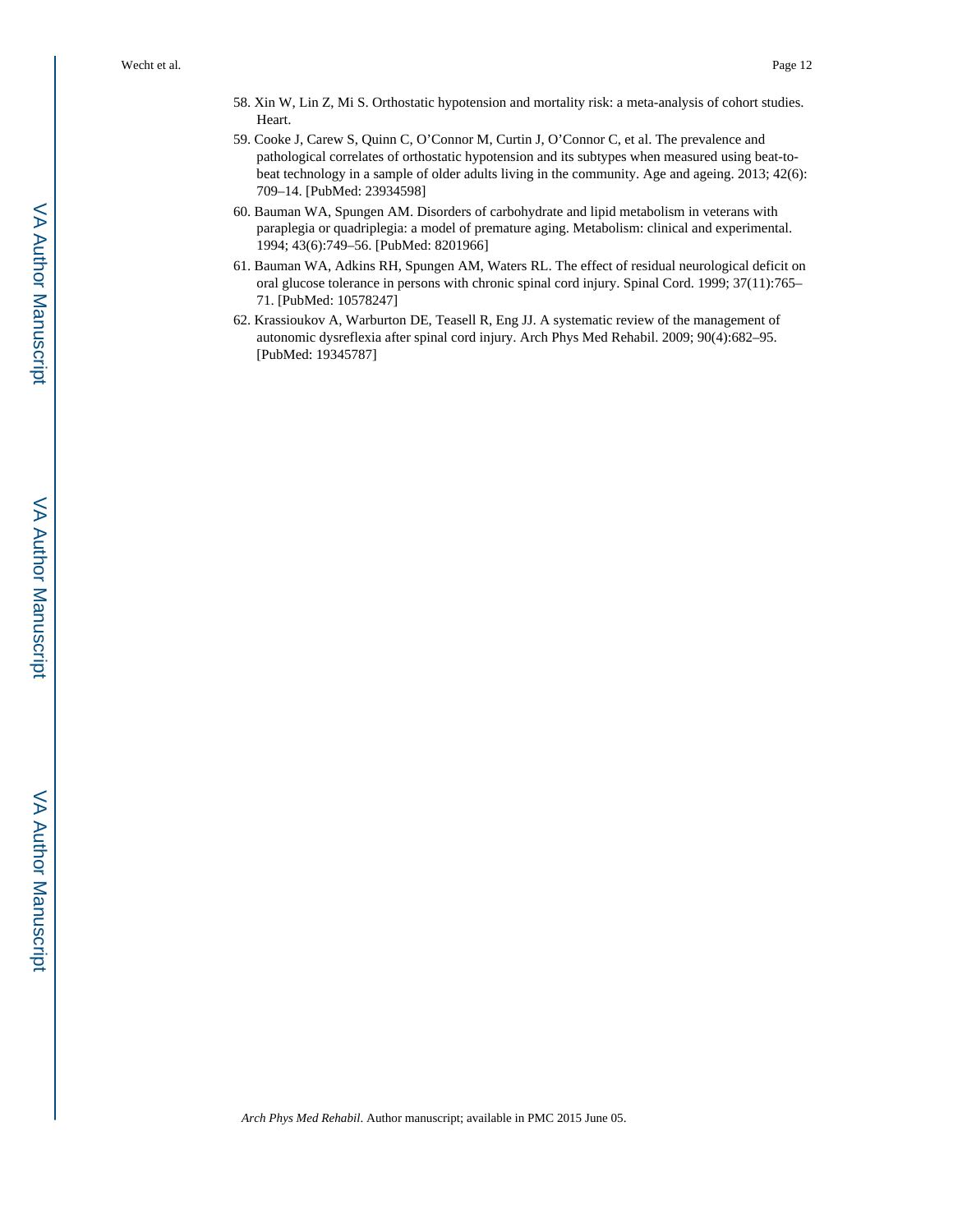58. Xin W, Lin Z, Mi S. Orthostatic hypotension and mortality risk: a meta-analysis of cohort studies. Heart.
59. Cooke J, Carew S, Quinn C, O'Connor M, Curtin J, O'Connor C, et al. The prevalence and pathological correlates of orthostatic hypotension and its subtypes when measured using beat-to-beat technology in a sample of older adults living in the community. Age and ageing. 2013; 42(6): 709–14. [PubMed: 23934598]
60. Bauman WA, Spungen AM. Disorders of carbohydrate and lipid metabolism in veterans with paraplegia or quadriplegia: a model of premature aging. Metabolism: clinical and experimental. 1994; 43(6):749–56. [PubMed: 8201966]
61. Bauman WA, Adkins RH, Spungen AM, Waters RL. The effect of residual neurological deficit on oral glucose tolerance in persons with chronic spinal cord injury. Spinal Cord. 1999; 37(11):765–71. [PubMed: 10578247]
62. Krassioukov A, Warburton DE, Teasell R, Eng JJ. A systematic review of the management of autonomic dysreflexia after spinal cord injury. Arch Phys Med Rehabil. 2009; 90(4):682–95. [PubMed: 19345787]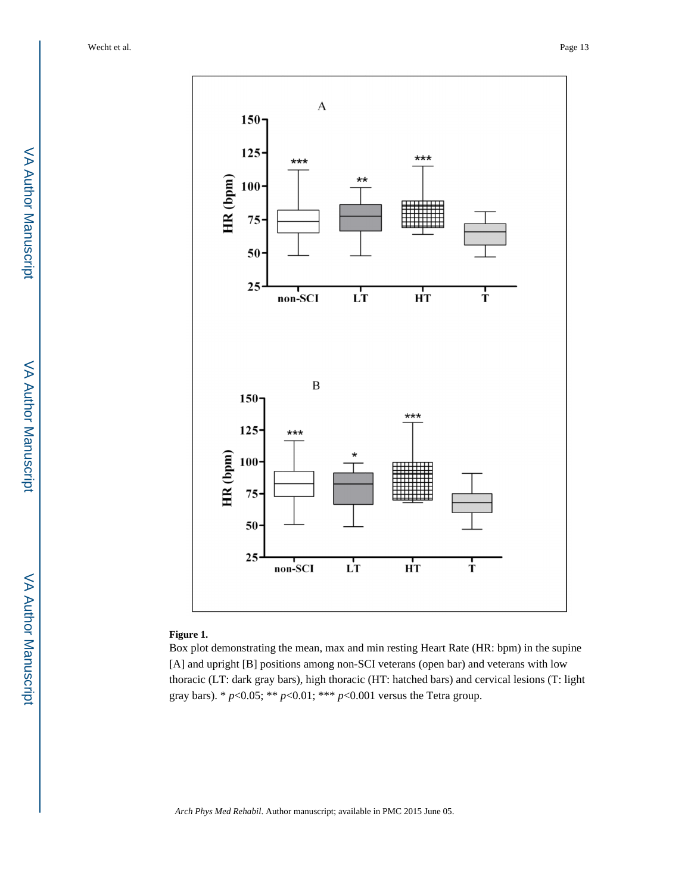**Figure 1.**

Box plot demonstrating the mean, max and min resting Heart Rate (HR: bpm) in the supine [A] and upright [B] positions among non-SCI veterans (open bar) and veterans with low thoracic (LT: dark gray bars), high thoracic (HT: hatched bars) and cervical lesions (T: light gray bars). * $p<0.05$; ** $p<0.01$; *** $p<0.001$ versus the Tetra group.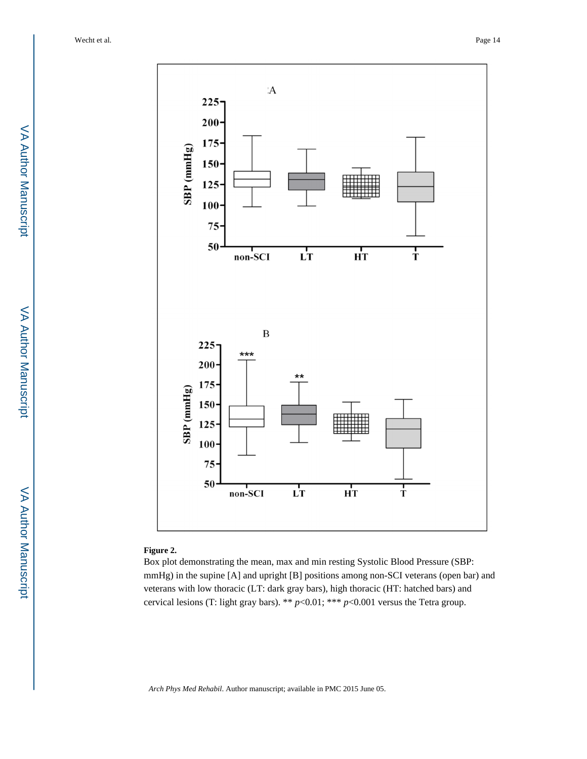**Figure 2.**

Box plot demonstrating the mean, max and min resting Systolic Blood Pressure (SBP: mmHg) in the supine [A] and upright [B] positions among non-SCI veterans (open bar) and veterans with low thoracic (LT: dark gray bars), high thoracic (HT: hatched bars) and cervical lesions (T: light gray bars). ** $p<0.01$; *** $p<0.001$ versus the Tetra group.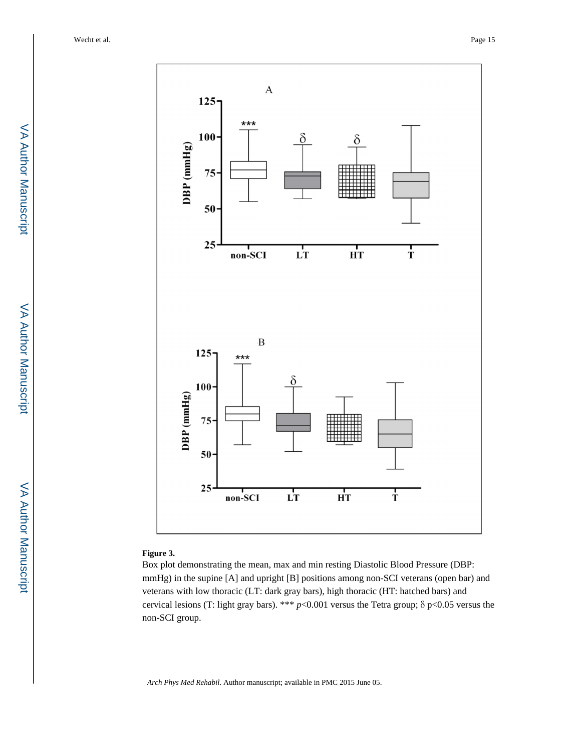**Figure 3.**

Box plot demonstrating the mean, max and min resting Diastolic Blood Pressure (DBP: mmHg) in the supine [A] and upright [B] positions among non-SCI veterans (open bar) and veterans with low thoracic (LT: dark gray bars), high thoracic (HT: hatched bars) and cervical lesions (T: light gray bars). *** $p<0.001$ versus the Tetra group; δ $p<0.05$ versus the non-SCI group.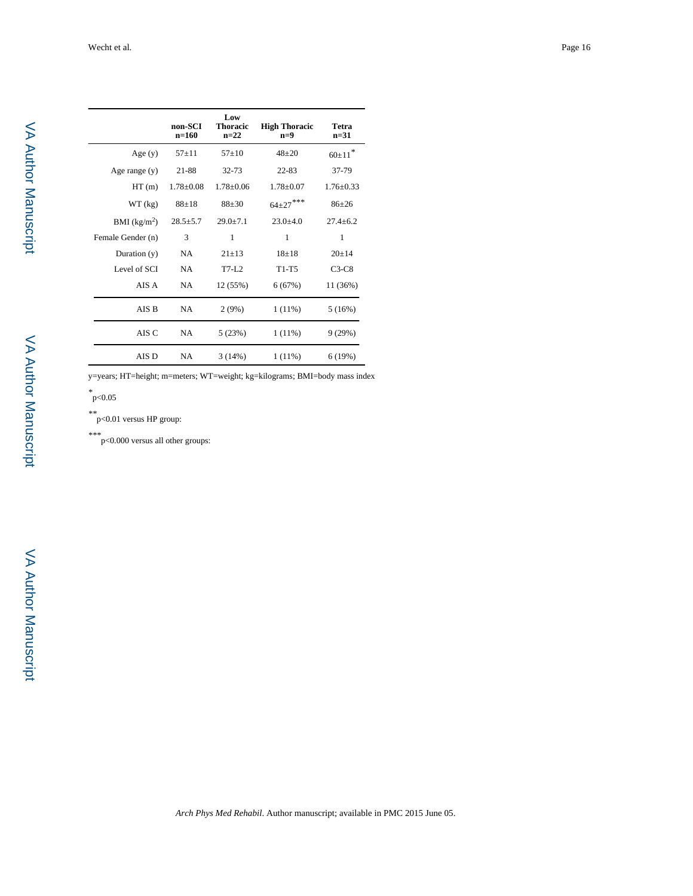| | non-SCI n=160 | Low Thoracic n=22 | High Thoracic n=9 | Tetra n=31 |
|---|---|---|---|---|
| Age (y) | 57±11 | 57±10 | 48±20 | 60±11* |
| Age range (y) | 21-88 | 32-73 | 22-83 | 37-79 |
| HT (m) | 1.78±0.08 | 1.78±0.06 | 1.78±0.07 | 1.76±0.33 |
| WT (kg) | 88±18 | 88±30 | 64±27*** | 86±26 |
| BMI ($kg/m^2$) | 28.5±5.7 | 29.0±7.1 | 23.0±4.0 | 27.4±6.2 |
| Female Gender (n) | 3 | 1 | 1 | 1 |
| Duration (y) | NA | 21±13 | 18±18 | 20±14 |
| Level of SCI | NA | T7-L2 | T1-T5 | C3-C8 |
| AIS A | NA | 12 (55%) | 6 (67%) | 11 (36%) |
| AIS B | NA | 2 (9%) | 1 (11%) | 5 (16%) |
| AIS C | NA | 5 (23%) | 1 (11%) | 9 (29%) |
| AIS D | NA | 3 (14%) | 1 (11%) | 6 (19%) |

y=years; HT=height; m=meters; WT=weight; kg=kilograms; BMI=body mass index

*p<0.05

**p<0.01 versus HP group:

***p<0.000 versus all other groups: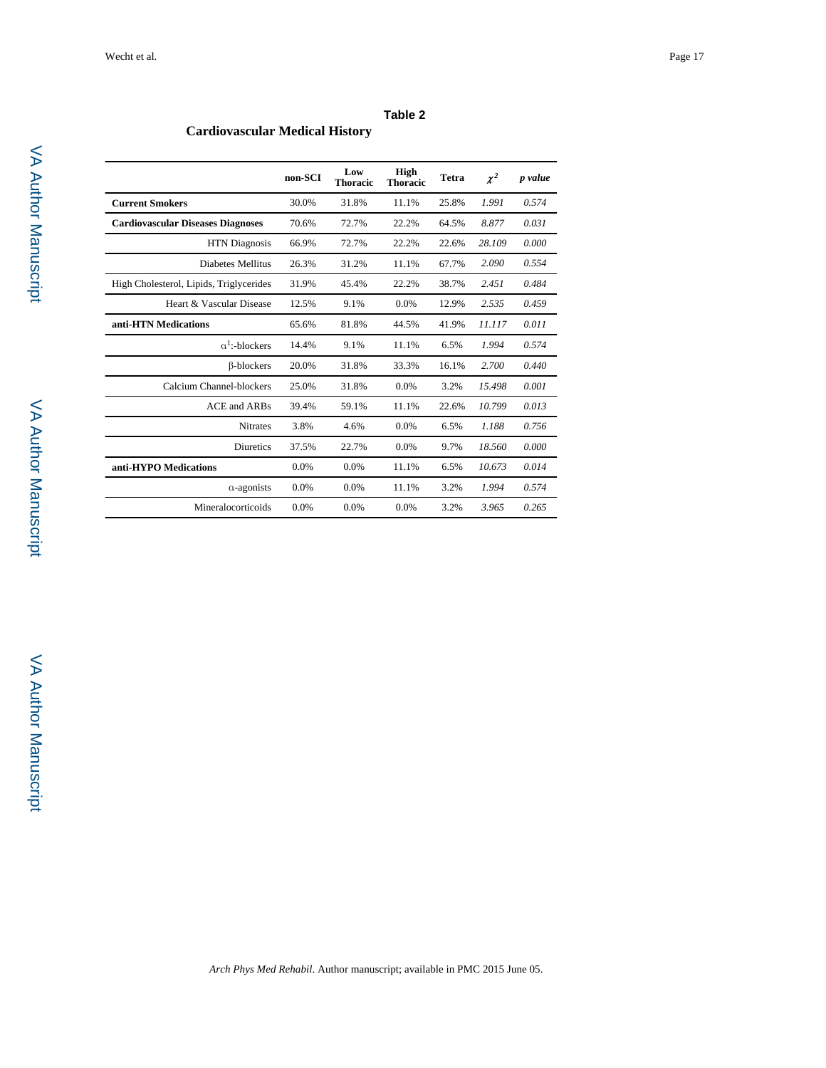## Table 2

**Cardiovascular Medical History**

| | non-SCI | Low Thoracic | High Thoracic | Tetra | $\chi^2$ | *p value* |
|---|---|---|---|---|---|---|
| **Current Smokers** | 30.0% | 31.8% | 11.1% | 25.8% | *1.991* | *0.574* |
| **Cardiovascular Diseases Diagnoses** | 70.6% | 72.7% | 22.2% | 64.5% | *8.877* | *0.031* |
| HTN Diagnosis | 66.9% | 72.7% | 22.2% | 22.6% | *28.109* | *0.000* |
| Diabetes Mellitus | 26.3% | 31.2% | 11.1% | 67.7% | *2.090* | *0.554* |
| High Cholesterol, Lipids, Triglycerides | 31.9% | 45.4% | 22.2% | 38.7% | *2.451* | *0.484* |
| Heart & Vascular Disease | 12.5% | 9.1% | 0.0% | 12.9% | *2.535* | *0.459* |
| **anti-HTN Medications** | 65.6% | 81.8% | 44.5% | 41.9% | *11.117* | *0.011* |
| $\alpha^1$:-blockers | 14.4% | 9.1% | 11.1% | 6.5% | *1.994* | *0.574* |
| β-blockers | 20.0% | 31.8% | 33.3% | 16.1% | *2.700* | *0.440* |
| Calcium Channel-blockers | 25.0% | 31.8% | 0.0% | 3.2% | *15.498* | *0.001* |
| ACE and ARBs | 39.4% | 59.1% | 11.1% | 22.6% | *10.799* | *0.013* |
| Nitrates | 3.8% | 4.6% | 0.0% | 6.5% | *1.188* | *0.756* |
| Diuretics | 37.5% | 22.7% | 0.0% | 9.7% | *18.560* | *0.000* |
| **anti-HYPO Medications** | 0.0% | 0.0% | 11.1% | 6.5% | *10.673* | *0.014* |
| α-agonists | 0.0% | 0.0% | 11.1% | 3.2% | *1.994* | *0.574* |
| Mineralocorticoids | 0.0% | 0.0% | 0.0% | 3.2% | *3.965* | *0.265* |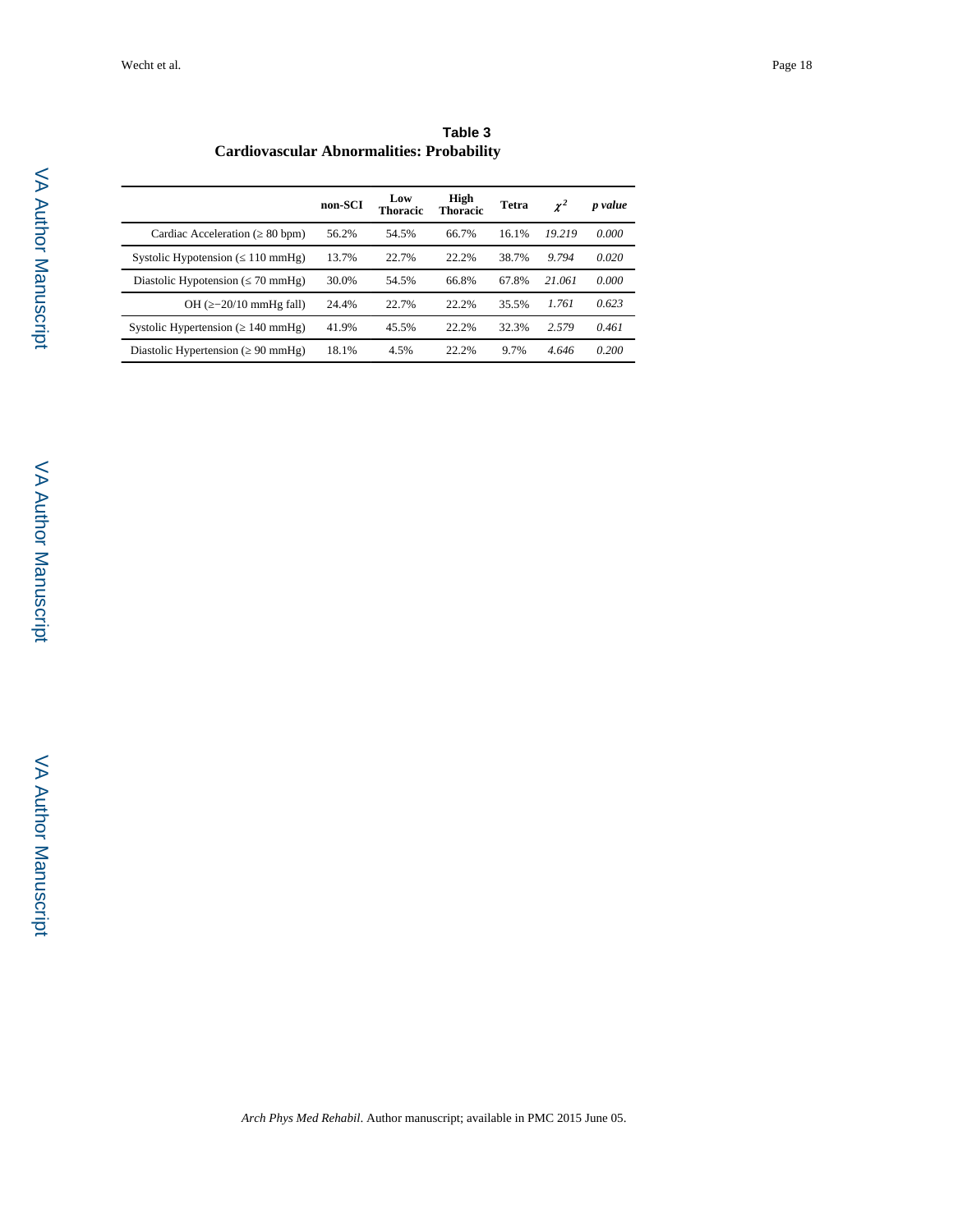## Table 3

**Cardiovascular Abnormalities: Probability**

| | **non-SCI** | **Low Thoracic** | **High Thoracic** | **Tetra** | $\chi^2$ | ***p value*** |
|---|---|---|---|---|---|---|
| Cardiac Acceleration (≥ 80 bpm) | 56.2% | 54.5% | 66.7% | 16.1% | *19.219* | *0.000* |
| Systolic Hypotension (≤ 110 mmHg) | 13.7% | 22.7% | 22.2% | 38.7% | *9.794* | *0.020* |
| Diastolic Hypotension (≤ 70 mmHg) | 30.0% | 54.5% | 66.8% | 67.8% | *21.061* | *0.000* |
| OH (≥−20/10 mmHg fall) | 24.4% | 22.7% | 22.2% | 35.5% | *1.761* | *0.623* |
| Systolic Hypertension (≥ 140 mmHg) | 41.9% | 45.5% | 22.2% | 32.3% | *2.579* | *0.461* |
| Diastolic Hypertension (≥ 90 mmHg) | 18.1% | 4.5% | 22.2% | 9.7% | *4.646* | *0.200* |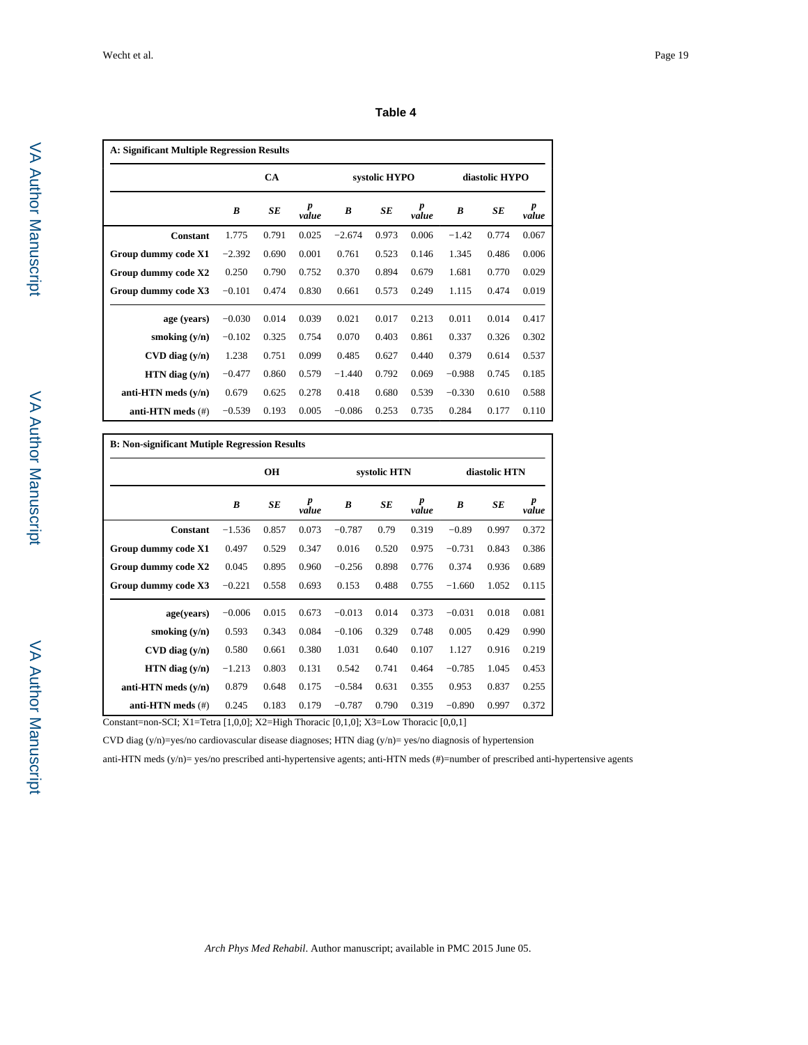**Table 4**

| A: Significant Multiple Regression Results | CA | | | systolic HYPO | | | diastolic HYPO | | |
|---|---|---|---|---|---|---|---|---|---|
| | ***B*** | ***SE*** | ***p value*** | ***B*** | ***SE*** | ***p value*** | ***B*** | ***SE*** | ***p value*** |
| **Constant** | 1.775 | 0.791 | 0.025 | −2.674 | 0.973 | 0.006 | −1.42 | 0.774 | 0.067 |
| **Group dummy code X1** | −2.392 | 0.690 | 0.001 | 0.761 | 0.523 | 0.146 | 1.345 | 0.486 | 0.006 |
| **Group dummy code X2** | 0.250 | 0.790 | 0.752 | 0.370 | 0.894 | 0.679 | 1.681 | 0.770 | 0.029 |
| **Group dummy code X3** | −0.101 | 0.474 | 0.830 | 0.661 | 0.573 | 0.249 | 1.115 | 0.474 | 0.019 |
| **age (years)** | −0.030 | 0.014 | 0.039 | 0.021 | 0.017 | 0.213 | 0.011 | 0.014 | 0.417 |
| **smoking (y/n)** | −0.102 | 0.325 | 0.754 | 0.070 | 0.403 | 0.861 | 0.337 | 0.326 | 0.302 |
| **CVD diag (y/n)** | 1.238 | 0.751 | 0.099 | 0.485 | 0.627 | 0.440 | 0.379 | 0.614 | 0.537 |
| **HTN diag (y/n)** | −0.477 | 0.860 | 0.579 | −1.440 | 0.792 | 0.069 | −0.988 | 0.745 | 0.185 |
| **anti-HTN meds (y/n)** | 0.679 | 0.625 | 0.278 | 0.418 | 0.680 | 0.539 | −0.330 | 0.610 | 0.588 |
| **anti-HTN meds** (#) | −0.539 | 0.193 | 0.005 | −0.086 | 0.253 | 0.735 | 0.284 | 0.177 | 0.110 |

| B: Non-significant Mutiple Regression Results | OH | | | systolic HTN | | | diastolic HTN | | |
|---|---|---|---|---|---|---|---|---|---|
| | ***B*** | ***SE*** | ***p value*** | ***B*** | ***SE*** | ***p value*** | ***B*** | ***SE*** | ***p value*** |
| **Constant** | −1.536 | 0.857 | 0.073 | −0.787 | 0.79 | 0.319 | −0.89 | 0.997 | 0.372 |
| **Group dummy code X1** | 0.497 | 0.529 | 0.347 | 0.016 | 0.520 | 0.975 | −0.731 | 0.843 | 0.386 |
| **Group dummy code X2** | 0.045 | 0.895 | 0.960 | −0.256 | 0.898 | 0.776 | 0.374 | 0.936 | 0.689 |
| **Group dummy code X3** | −0.221 | 0.558 | 0.693 | 0.153 | 0.488 | 0.755 | −1.660 | 1.052 | 0.115 |
| **age(years)** | −0.006 | 0.015 | 0.673 | −0.013 | 0.014 | 0.373 | −0.031 | 0.018 | 0.081 |
| **smoking (y/n)** | 0.593 | 0.343 | 0.084 | −0.106 | 0.329 | 0.748 | 0.005 | 0.429 | 0.990 |
| **CVD diag (y/n)** | 0.580 | 0.661 | 0.380 | 1.031 | 0.640 | 0.107 | 1.127 | 0.916 | 0.219 |
| **HTN diag (y/n)** | −1.213 | 0.803 | 0.131 | 0.542 | 0.741 | 0.464 | −0.785 | 1.045 | 0.453 |
| **anti-HTN meds (y/n)** | 0.879 | 0.648 | 0.175 | −0.584 | 0.631 | 0.355 | 0.953 | 0.837 | 0.255 |
| **anti-HTN meds** (#) | 0.245 | 0.183 | 0.179 | −0.787 | 0.790 | 0.319 | −0.890 | 0.997 | 0.372 |

Constant=non-SCI; X1=Tetra [1,0,0]; X2=High Thoracic [0,1,0]; X3=Low Thoracic [0,0,1]

CVD diag (y/n)=yes/no cardiovascular disease diagnoses; HTN diag (y/n)= yes/no diagnosis of hypertension

anti-HTN meds (y/n)= yes/no prescribed anti-hypertensive agents; anti-HTN meds (#)=number of prescribed anti-hypertensive agents